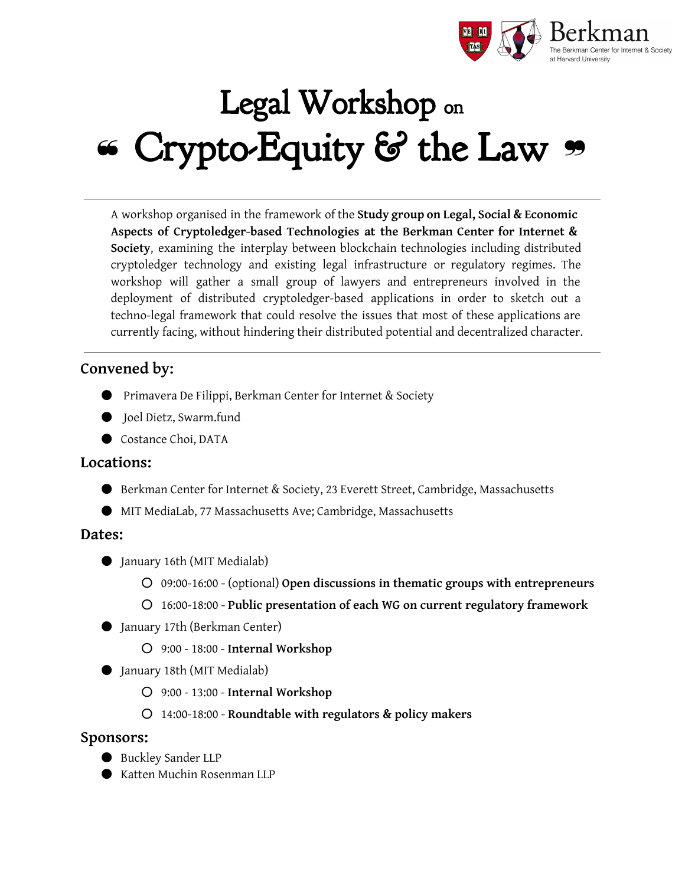# Legal Workshop on “ Crypto-Equity & the Law ”

A workshop organised in the framework of the **Study group on Legal, Social & Economic Aspects of Cryptoledger-based Technologies at the Berkman Center for Internet & Society**, examining the interplay between blockchain technologies including distributed cryptoledger technology and existing legal infrastructure or regulatory regimes. The workshop will gather a small group of lawyers and entrepreneurs involved in the deployment of distributed cryptoledger-based applications in order to sketch out a techno-legal framework that could resolve the issues that most of these applications are currently facing, without hindering their distributed potential and decentralized character.

## Convened by:

- Primavera De Filippi, Berkman Center for Internet & Society
- Joel Dietz, Swarm.fund
- Costance Choi, DATA

## Locations:

- Berkman Center for Internet & Society, 23 Everett Street, Cambridge, Massachusetts
- MIT MediaLab, 77 Massachusetts Ave; Cambridge, Massachusetts

## Dates:

- January 16th (MIT Medialab)
  - 09:00-16:00 - (optional) **Open discussions in thematic groups with entrepreneurs**
  - 16:00-18:00 - **Public presentation of each WG on current regulatory framework**
- January 17th (Berkman Center)
  - 9:00 - 18:00 - **Internal Workshop**
- January 18th (MIT Medialab)
  - 9:00 - 13:00 - **Internal Workshop**
  - 14:00-18:00 - **Roundtable with regulators & policy makers**

## Sponsors:

- Buckley Sander LLP
- Katten Muchin Rosenman LLP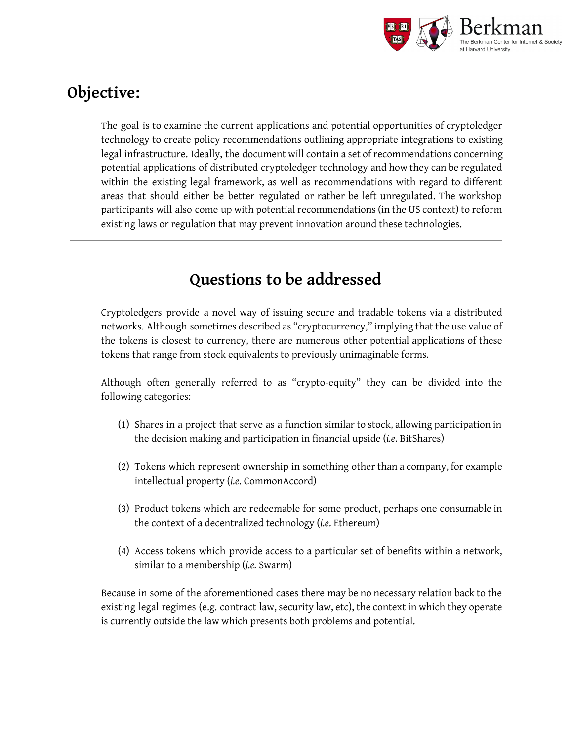## Objective:

The goal is to examine the current applications and potential opportunities of cryptoledger technology to create policy recommendations outlining appropriate integrations to existing legal infrastructure. Ideally, the document will contain a set of recommendations concerning potential applications of distributed cryptoledger technology and how they can be regulated within the existing legal framework, as well as recommendations with regard to different areas that should either be better regulated or rather be left unregulated. The workshop participants will also come up with potential recommendations (in the US context) to reform existing laws or regulation that may prevent innovation around these technologies.

---

## Questions to be addressed

Cryptoledgers provide a novel way of issuing secure and tradable tokens via a distributed networks. Although sometimes described as "cryptocurrency," implying that the use value of the tokens is closest to currency, there are numerous other potential applications of these tokens that range from stock equivalents to previously unimaginable forms.

Although often generally referred to as "crypto-equity" they can be divided into the following categories:

(1) Shares in a project that serve as a function similar to stock, allowing participation in the decision making and participation in financial upside (*i.e.* BitShares)

(2) Tokens which represent ownership in something other than a company, for example intellectual property (*i.e*. CommonAccord)

(3) Product tokens which are redeemable for some product, perhaps one consumable in the context of a decentralized technology (*i.e*. Ethereum)

(4) Access tokens which provide access to a particular set of benefits within a network, similar to a membership (*i.e.* Swarm)

Because in some of the aforementioned cases there may be no necessary relation back to the existing legal regimes (e.g. contract law, security law, etc), the context in which they operate is currently outside the law which presents both problems and potential.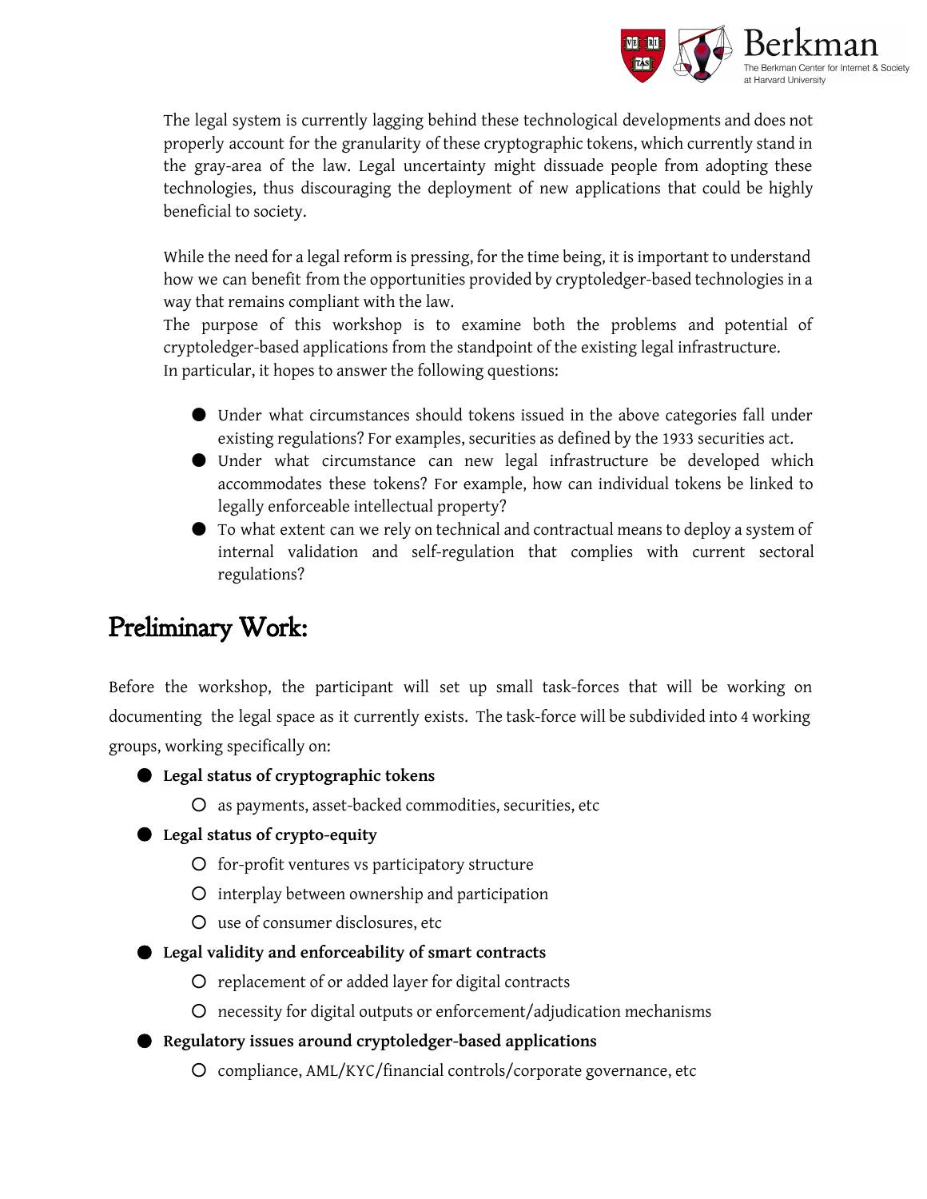The legal system is currently lagging behind these technological developments and does not properly account for the granularity of these cryptographic tokens, which currently stand in the gray-area of the law. Legal uncertainty might dissuade people from adopting these technologies, thus discouraging the deployment of new applications that could be highly beneficial to society.

While the need for a legal reform is pressing, for the time being, it is important to understand how we can benefit from the opportunities provided by cryptoledger-based technologies in a way that remains compliant with the law.
The purpose of this workshop is to examine both the problems and potential of cryptoledger-based applications from the standpoint of the existing legal infrastructure.
In particular, it hopes to answer the following questions:

- Under what circumstances should tokens issued in the above categories fall under existing regulations? For examples, securities as defined by the 1933 securities act.
- Under what circumstance can new legal infrastructure be developed which accommodates these tokens? For example, how can individual tokens be linked to legally enforceable intellectual property?
- To what extent can we rely on technical and contractual means to deploy a system of internal validation and self-regulation that complies with current sectoral regulations?

## Preliminary Work:

Before the workshop, the participant will set up small task-forces that will be working on documenting the legal space as it currently exists. The task-force will be subdivided into 4 working groups, working specifically on:

- **Legal status of cryptographic tokens**
  - as payments, asset-backed commodities, securities, etc
- **Legal status of crypto-equity**
  - for-profit ventures vs participatory structure
  - interplay between ownership and participation
  - use of consumer disclosures, etc
- **Legal validity and enforceability of smart contracts**
  - replacement of or added layer for digital contracts
  - necessity for digital outputs or enforcement/adjudication mechanisms
- **Regulatory issues around cryptoledger-based applications**
  - compliance, AML/KYC/financial controls/corporate governance, etc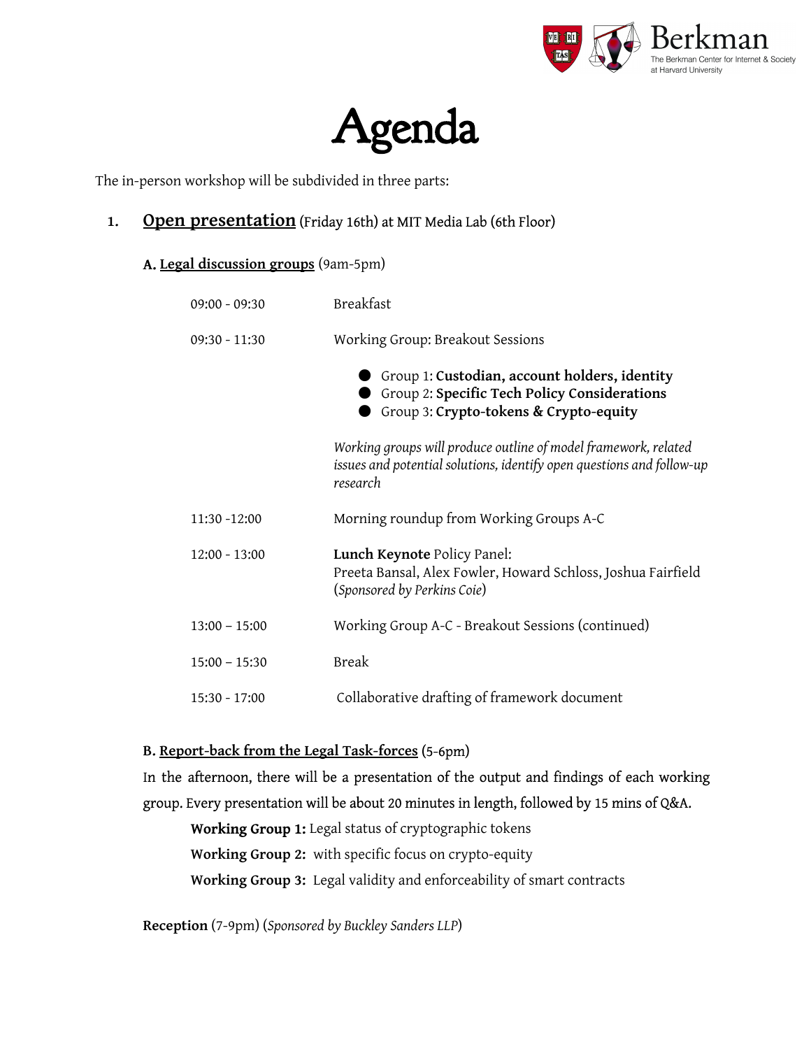# Agenda

The in-person workshop will be subdivided in three parts:

1. **Open presentation** (Friday 16th) at MIT Media Lab (6th Floor)

### A. Legal discussion groups (9am-5pm)

| | |
|---|---|
| 09:00 - 09:30 | Breakfast |
| 09:30 - 11:30 | Working Group: Breakout Sessions<br>● Group 1: **Custodian, account holders, identity**<br>● Group 2: **Specific Tech Policy Considerations**<br>● Group 3: **Crypto-tokens & Crypto-equity**<br>*Working groups will produce outline of model framework, related issues and potential solutions, identify open questions and follow-up research* |
| 11:30 -12:00 | Morning roundup from Working Groups A-C |
| 12:00 - 13:00 | **Lunch Keynote** Policy Panel:<br>Preeta Bansal, Alex Fowler, Howard Schloss, Joshua Fairfield (*Sponsored by Perkins Coie*) |
| 13:00 – 15:00 | Working Group A-C - Breakout Sessions (continued) |
| 15:00 – 15:30 | Break |
| 15:30 - 17:00 | Collaborative drafting of framework document |

### B. Report-back from the Legal Task-forces (5-6pm)

In the afternoon, there will be a presentation of the output and findings of each working group. Every presentation will be about 20 minutes in length, followed by 15 mins of Q&A.

**Working Group 1:** Legal status of cryptographic tokens

**Working Group 2:** with specific focus on crypto-equity

**Working Group 3:** Legal validity and enforceability of smart contracts

**Reception** (7-9pm) (*Sponsored by Buckley Sanders LLP*)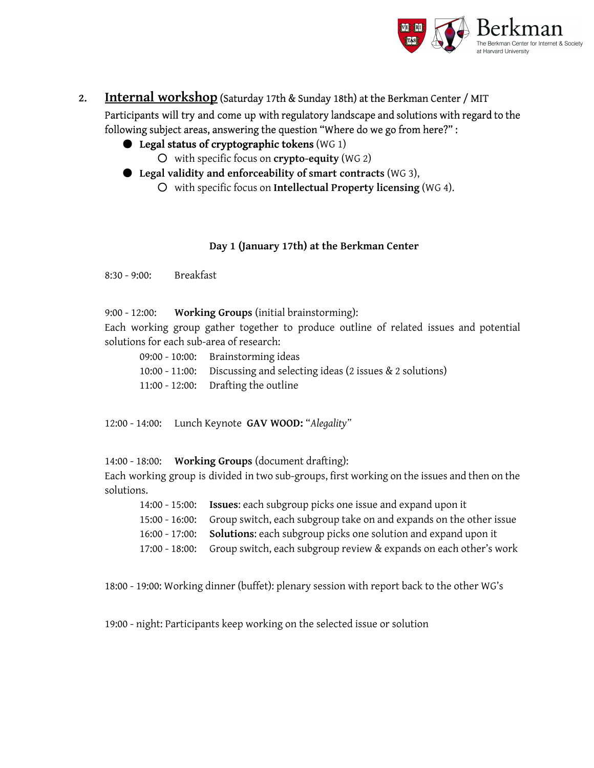2. **Internal workshop** (Saturday 17th & Sunday 18th) at the Berkman Center / MIT

Participants will try and come up with regulatory landscape and solutions with regard to the following subject areas, answering the question "Where do we go from here?" :

- **Legal status of cryptographic tokens** (WG 1)
  - with specific focus on **crypto-equity** (WG 2)
- **Legal validity and enforceability of smart contracts** (WG 3),
  - with specific focus on **Intellectual Property licensing** (WG 4).

**Day 1 (January 17th) at the Berkman Center**

8:30 - 9:00: Breakfast

9:00 - 12:00: **Working Groups** (initial brainstorming):

Each working group gather together to produce outline of related issues and potential solutions for each sub-area of research:

- 09:00 - 10:00: Brainstorming ideas
- 10:00 - 11:00: Discussing and selecting ideas (2 issues & 2 solutions)
- 11:00 - 12:00: Drafting the outline

12:00 - 14:00: Lunch Keynote **GAV WOOD:** "*Alegality*"

14:00 - 18:00: **Working Groups** (document drafting):

Each working group is divided in two sub-groups, first working on the issues and then on the solutions.

- 14:00 - 15:00: **Issues**: each subgroup picks one issue and expand upon it
- 15:00 - 16:00: Group switch, each subgroup take on and expands on the other issue
- 16:00 - 17:00: **Solutions**: each subgroup picks one solution and expand upon it
- 17:00 - 18:00: Group switch, each subgroup review & expands on each other's work

18:00 - 19:00: Working dinner (buffet): plenary session with report back to the other WG's

19:00 - night: Participants keep working on the selected issue or solution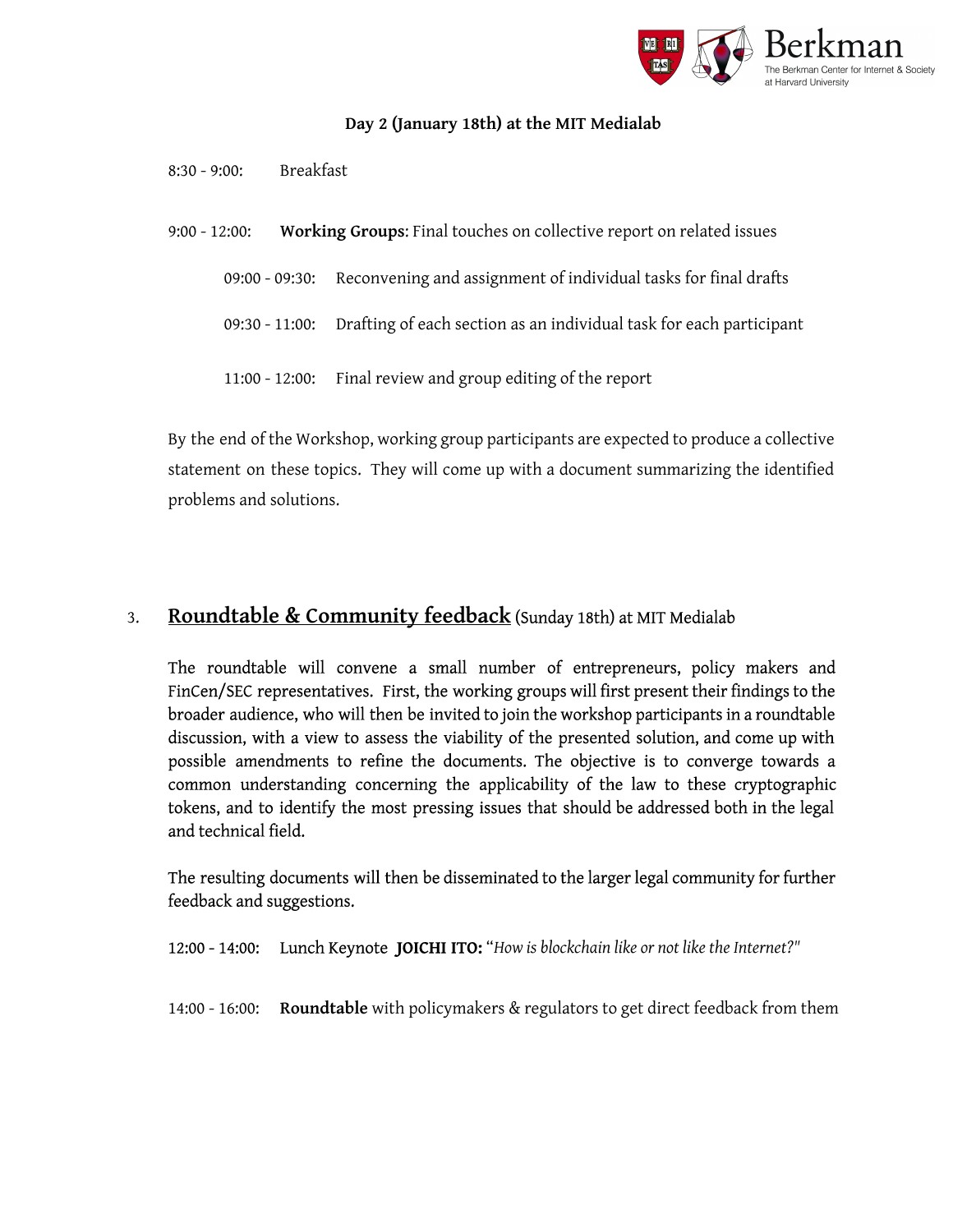**Day 2 (January 18th) at the MIT Medialab**

8:30 - 9:00: Breakfast

9:00 - 12:00: **Working Groups**: Final touches on collective report on related issues

- 09:00 - 09:30: Reconvening and assignment of individual tasks for final drafts
- 09:30 - 11:00: Drafting of each section as an individual task for each participant
- 11:00 - 12:00: Final review and group editing of the report

By the end of the Workshop, working group participants are expected to produce a collective statement on these topics. They will come up with a document summarizing the identified problems and solutions.

## 3. Roundtable & Community feedback (Sunday 18th) at MIT Medialab

The roundtable will convene a small number of entrepreneurs, policy makers and FinCen/SEC representatives. First, the working groups will first present their findings to the broader audience, who will then be invited to join the workshop participants in a roundtable discussion, with a view to assess the viability of the presented solution, and come up with possible amendments to refine the documents. The objective is to converge towards a common understanding concerning the applicability of the law to these cryptographic tokens, and to identify the most pressing issues that should be addressed both in the legal and technical field.

The resulting documents will then be disseminated to the larger legal community for further feedback and suggestions.

12:00 - 14:00: Lunch Keynote **JOICHI ITO:** "*How is blockchain like or not like the Internet?*"

14:00 - 16:00: **Roundtable** with policymakers & regulators to get direct feedback from them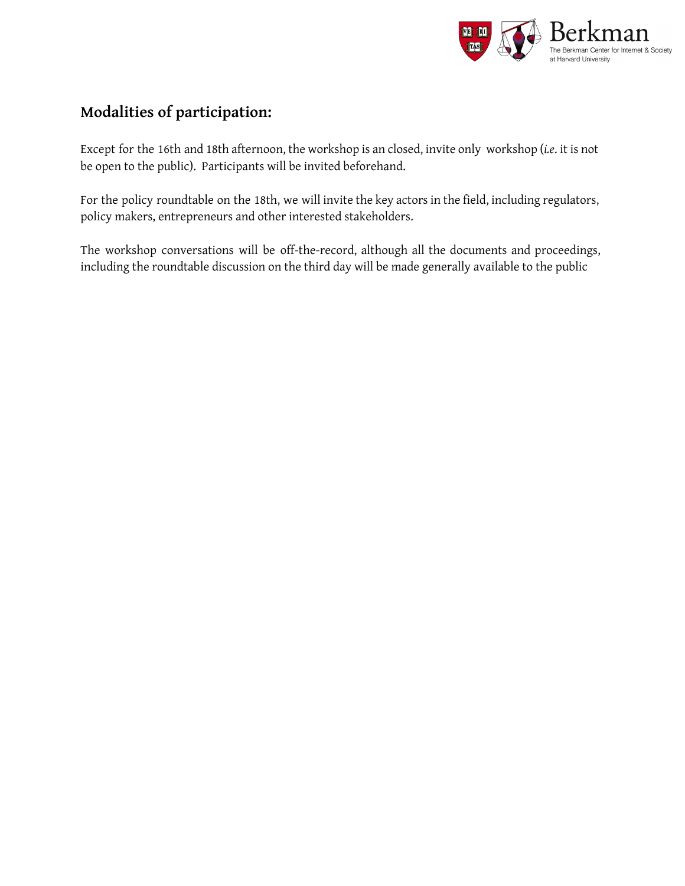## Modalities of participation:

Except for the 16th and 18th afternoon, the workshop is an closed, invite only workshop (*i.e.* it is not be open to the public). Participants will be invited beforehand.

For the policy roundtable on the 18th, we will invite the key actors in the field, including regulators, policy makers, entrepreneurs and other interested stakeholders.

The workshop conversations will be off-the-record, although all the documents and proceedings, including the roundtable discussion on the third day will be made generally available to the public